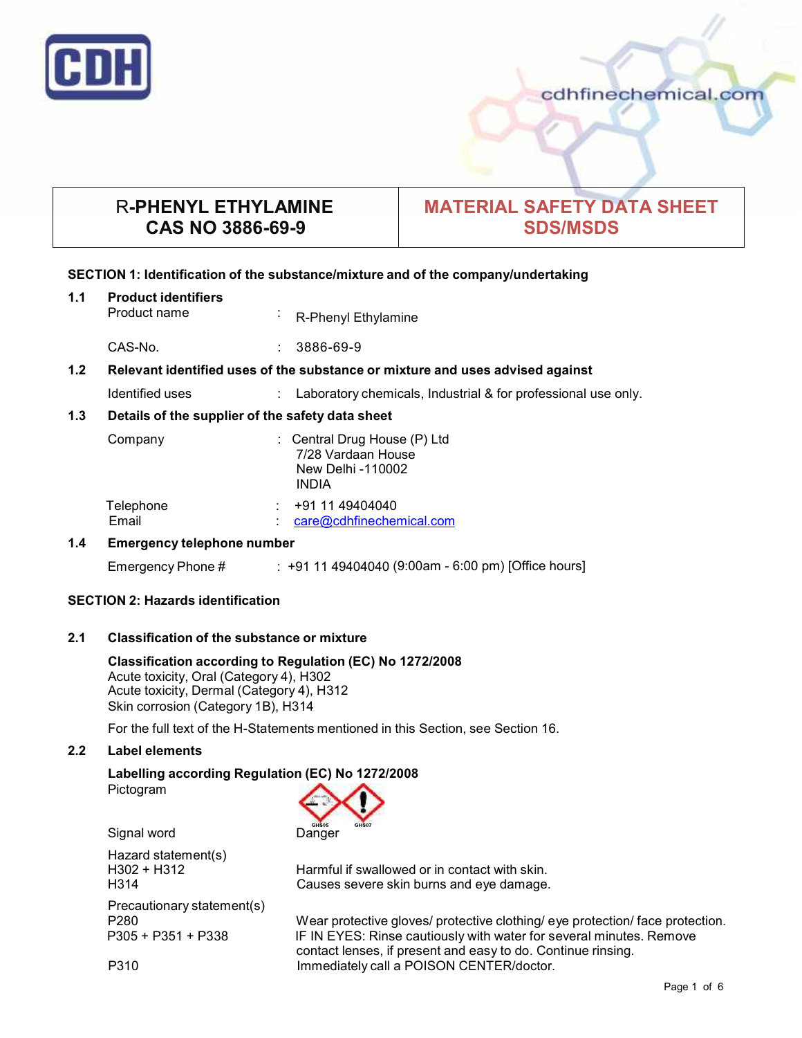CDH

cdhfinechemical.com

| R-PHENYL ETHYLAMINE CAS NO 3886-69-9 | MATERIAL SAFETY DATA SHEET SDS/MSDS |
|---|---|

## SECTION 1: Identification of the substance/mixture and of the company/undertaking

### 1.1 Product identifiers

Product name : R-Phenyl Ethylamine

CAS-No. : 3886-69-9

### 1.2 Relevant identified uses of the substance or mixture and uses advised against

Identified uses : Laboratory chemicals, Industrial & for professional use only.

### 1.3 Details of the supplier of the safety data sheet

Company : Central Drug House (P) Ltd
7/28 Vardaan House
New Delhi -110002
INDIA

Telephone : +91 11 49404040
Email : care@cdhfinechemical.com

### 1.4 Emergency telephone number

Emergency Phone # : +91 11 49404040 (9:00am - 6:00 pm) [Office hours]

## SECTION 2: Hazards identification

### 2.1 Classification of the substance or mixture

**Classification according to Regulation (EC) No 1272/2008**
Acute toxicity, Oral (Category 4), H302
Acute toxicity, Dermal (Category 4), H312
Skin corrosion (Category 1B), H314

For the full text of the H-Statements mentioned in this Section, see Section 16.

### 2.2 Label elements

**Labelling according Regulation (EC) No 1272/2008**

Pictogram: GHS05, GHS07

Signal word: Danger

Hazard statement(s)

H302 + H312 Harmful if swallowed or in contact with skin.
H314 Causes severe skin burns and eye damage.

Precautionary statement(s)

P280 Wear protective gloves/ protective clothing/ eye protection/ face protection.
P305 + P351 + P338 IF IN EYES: Rinse cautiously with water for several minutes. Remove contact lenses, if present and easy to do. Continue rinsing.
P310 Immediately call a POISON CENTER/doctor.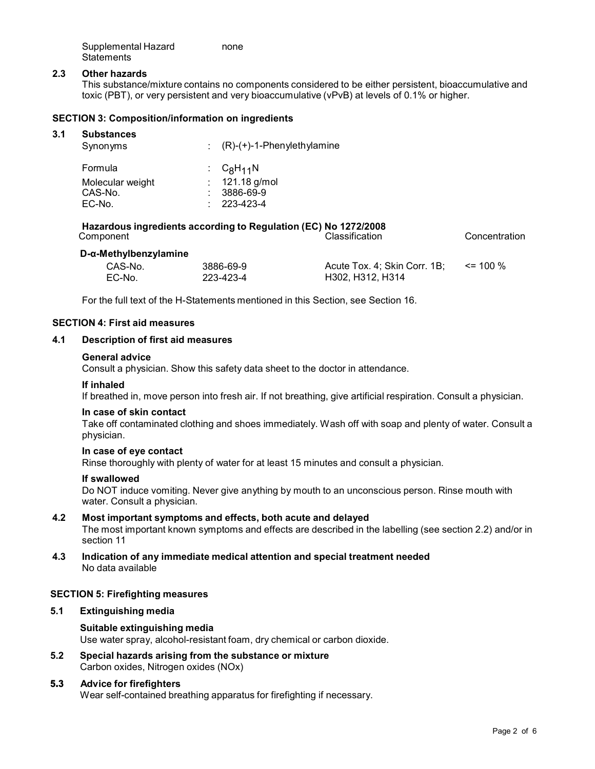Supplemental Hazard Statements: none

### 2.3 Other hazards

This substance/mixture contains no components considered to be either persistent, bioaccumulative and toxic (PBT), or very persistent and very bioaccumulative (vPvB) at levels of 0.1% or higher.

## SECTION 3: Composition/information on ingredients

### 3.1 Substances

| | | |
|---|---|---|
| Synonyms | : | (R)-(+)-1-Phenylethylamine |
| Formula | : | $C_8H_{11}N$ |
| Molecular weight | : | 121.18 g/mol |
| CAS-No. | : | 3886-69-9 |
| EC-No. | : | 223-423-4 |

**Hazardous ingredients according to Regulation (EC) No 1272/2008**

| Component | | Classification | Concentration |
|---|---|---|---|
| **D-α-Methylbenzylamine** | | | |
| CAS-No. | 3886-69-9 | Acute Tox. 4; Skin Corr. 1B; | <= 100 % |
| EC-No. | 223-423-4 | H302, H312, H314 | |

For the full text of the H-Statements mentioned in this Section, see Section 16.

## SECTION 4: First aid measures

### 4.1 Description of first aid measures

**General advice**

Consult a physician. Show this safety data sheet to the doctor in attendance.

**If inhaled**

If breathed in, move person into fresh air. If not breathing, give artificial respiration. Consult a physician.

**In case of skin contact**

Take off contaminated clothing and shoes immediately. Wash off with soap and plenty of water. Consult a physician.

**In case of eye contact**

Rinse thoroughly with plenty of water for at least 15 minutes and consult a physician.

**If swallowed**

Do NOT induce vomiting. Never give anything by mouth to an unconscious person. Rinse mouth with water. Consult a physician.

### 4.2 Most important symptoms and effects, both acute and delayed

The most important known symptoms and effects are described in the labelling (see section 2.2) and/or in section 11

### 4.3 Indication of any immediate medical attention and special treatment needed

No data available

## SECTION 5: Firefighting measures

### 5.1 Extinguishing media

**Suitable extinguishing media**

Use water spray, alcohol-resistant foam, dry chemical or carbon dioxide.

### 5.2 Special hazards arising from the substance or mixture

Carbon oxides, Nitrogen oxides (NOx)

### 5.3 Advice for firefighters

Wear self-contained breathing apparatus for firefighting if necessary.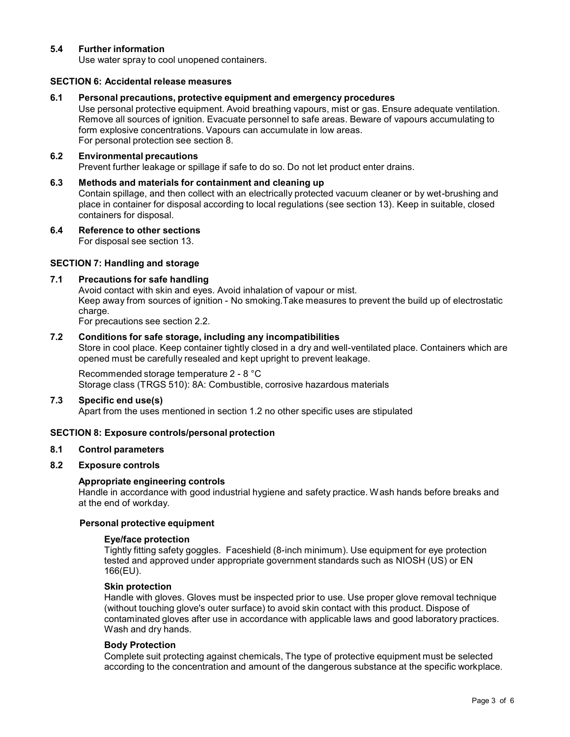### 5.4 Further information

Use water spray to cool unopened containers.

## SECTION 6: Accidental release measures

### 6.1 Personal precautions, protective equipment and emergency procedures

Use personal protective equipment. Avoid breathing vapours, mist or gas. Ensure adequate ventilation. Remove all sources of ignition. Evacuate personnel to safe areas. Beware of vapours accumulating to form explosive concentrations. Vapours can accumulate in low areas.
For personal protection see section 8.

### 6.2 Environmental precautions

Prevent further leakage or spillage if safe to do so. Do not let product enter drains.

### 6.3 Methods and materials for containment and cleaning up

Contain spillage, and then collect with an electrically protected vacuum cleaner or by wet-brushing and place in container for disposal according to local regulations (see section 13). Keep in suitable, closed containers for disposal.

### 6.4 Reference to other sections

For disposal see section 13.

## SECTION 7: Handling and storage

### 7.1 Precautions for safe handling

Avoid contact with skin and eyes. Avoid inhalation of vapour or mist.
Keep away from sources of ignition - No smoking.Take measures to prevent the build up of electrostatic charge.
For precautions see section 2.2.

### 7.2 Conditions for safe storage, including any incompatibilities

Store in cool place. Keep container tightly closed in a dry and well-ventilated place. Containers which are opened must be carefully resealed and kept upright to prevent leakage.

Recommended storage temperature 2 - 8 °C
Storage class (TRGS 510): 8A: Combustible, corrosive hazardous materials

### 7.3 Specific end use(s)

Apart from the uses mentioned in section 1.2 no other specific uses are stipulated

## SECTION 8: Exposure controls/personal protection

### 8.1 Control parameters

### 8.2 Exposure controls

**Appropriate engineering controls**

Handle in accordance with good industrial hygiene and safety practice. Wash hands before breaks and at the end of workday.

**Personal protective equipment**

**Eye/face protection**

Tightly fitting safety goggles. Faceshield (8-inch minimum). Use equipment for eye protection tested and approved under appropriate government standards such as NIOSH (US) or EN 166(EU).

**Skin protection**

Handle with gloves. Gloves must be inspected prior to use. Use proper glove removal technique (without touching glove's outer surface) to avoid skin contact with this product. Dispose of contaminated gloves after use in accordance with applicable laws and good laboratory practices. Wash and dry hands.

**Body Protection**

Complete suit protecting against chemicals, The type of protective equipment must be selected according to the concentration and amount of the dangerous substance at the specific workplace.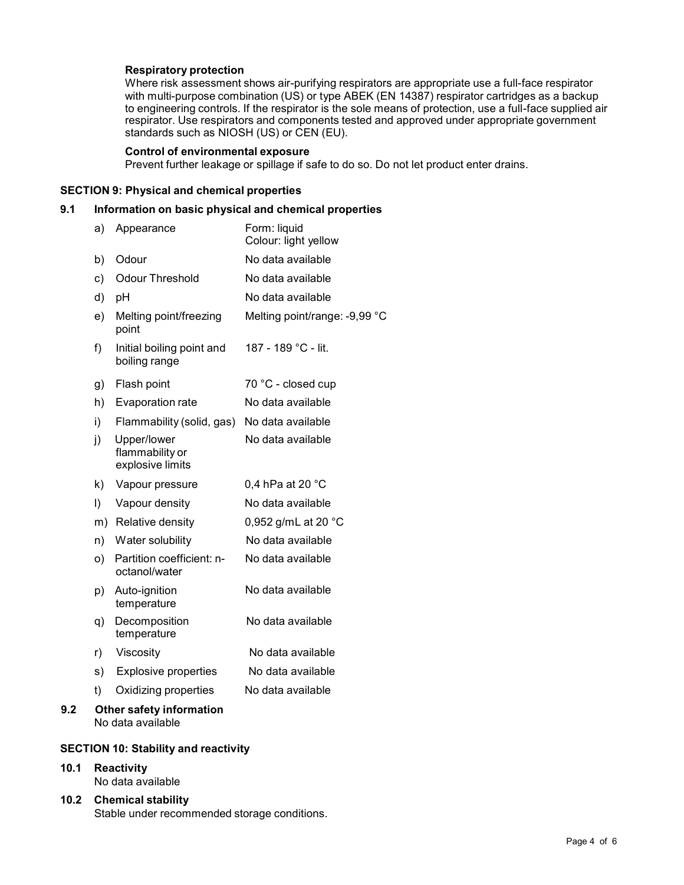**Respiratory protection**
Where risk assessment shows air-purifying respirators are appropriate use a full-face respirator with multi-purpose combination (US) or type ABEK (EN 14387) respirator cartridges as a backup to engineering controls. If the respirator is the sole means of protection, use a full-face supplied air respirator. Use respirators and components tested and approved under appropriate government standards such as NIOSH (US) or CEN (EU).

**Control of environmental exposure**
Prevent further leakage or spillage if safe to do so. Do not let product enter drains.

## SECTION 9: Physical and chemical properties

### 9.1 Information on basic physical and chemical properties

| | Property | Value |
|---|---|---|
| a) | Appearance | Form: liquid<br>Colour: light yellow |
| b) | Odour | No data available |
| c) | Odour Threshold | No data available |
| d) | pH | No data available |
| e) | Melting point/freezing point | Melting point/range: -9,99 °C |
| f) | Initial boiling point and boiling range | 187 - 189 °C - lit. |
| g) | Flash point | 70 °C - closed cup |
| h) | Evaporation rate | No data available |
| i) | Flammability (solid, gas) | No data available |
| j) | Upper/lower flammability or explosive limits | No data available |
| k) | Vapour pressure | 0,4 hPa at 20 °C |
| l) | Vapour density | No data available |
| m) | Relative density | 0,952 g/mL at 20 °C |
| n) | Water solubility | No data available |
| o) | Partition coefficient: n-octanol/water | No data available |
| p) | Auto-ignition temperature | No data available |
| q) | Decomposition temperature | No data available |
| r) | Viscosity | No data available |
| s) | Explosive properties | No data available |
| t) | Oxidizing properties | No data available |

### 9.2 Other safety information

No data available

## SECTION 10: Stability and reactivity

### 10.1 Reactivity

No data available

### 10.2 Chemical stability

Stable under recommended storage conditions.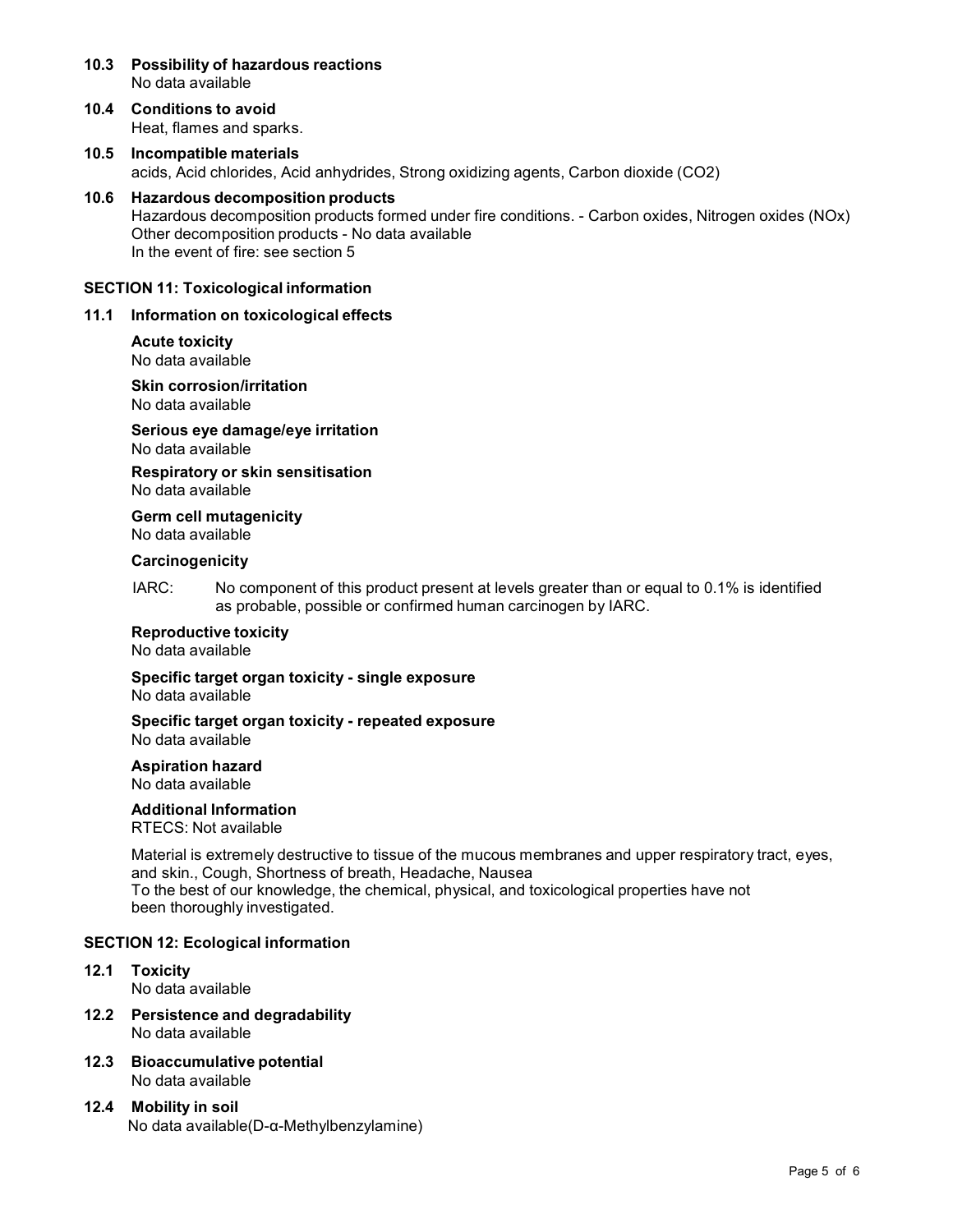## 10.3 Possibility of hazardous reactions

No data available

## 10.4 Conditions to avoid

Heat, flames and sparks.

## 10.5 Incompatible materials

acids, Acid chlorides, Acid anhydrides, Strong oxidizing agents, Carbon dioxide ($CO_2$)

## 10.6 Hazardous decomposition products

Hazardous decomposition products formed under fire conditions. - Carbon oxides, Nitrogen oxides (NOx)
Other decomposition products - No data available
In the event of fire: see section 5

# SECTION 11: Toxicological information

## 11.1 Information on toxicological effects

**Acute toxicity**
No data available

**Skin corrosion/irritation**
No data available

**Serious eye damage/eye irritation**
No data available

**Respiratory or skin sensitisation**
No data available

**Germ cell mutagenicity**
No data available

**Carcinogenicity**

IARC: No component of this product present at levels greater than or equal to 0.1% is identified as probable, possible or confirmed human carcinogen by IARC.

**Reproductive toxicity**
No data available

**Specific target organ toxicity - single exposure**
No data available

**Specific target organ toxicity - repeated exposure**
No data available

**Aspiration hazard**
No data available

**Additional Information**
RTECS: Not available

Material is extremely destructive to tissue of the mucous membranes and upper respiratory tract, eyes, and skin., Cough, Shortness of breath, Headache, Nausea
To the best of our knowledge, the chemical, physical, and toxicological properties have not been thoroughly investigated.

# SECTION 12: Ecological information

## 12.1 Toxicity

No data available

## 12.2 Persistence and degradability

No data available

## 12.3 Bioaccumulative potential

No data available

## 12.4 Mobility in soil

No data available(D-α-Methylbenzylamine)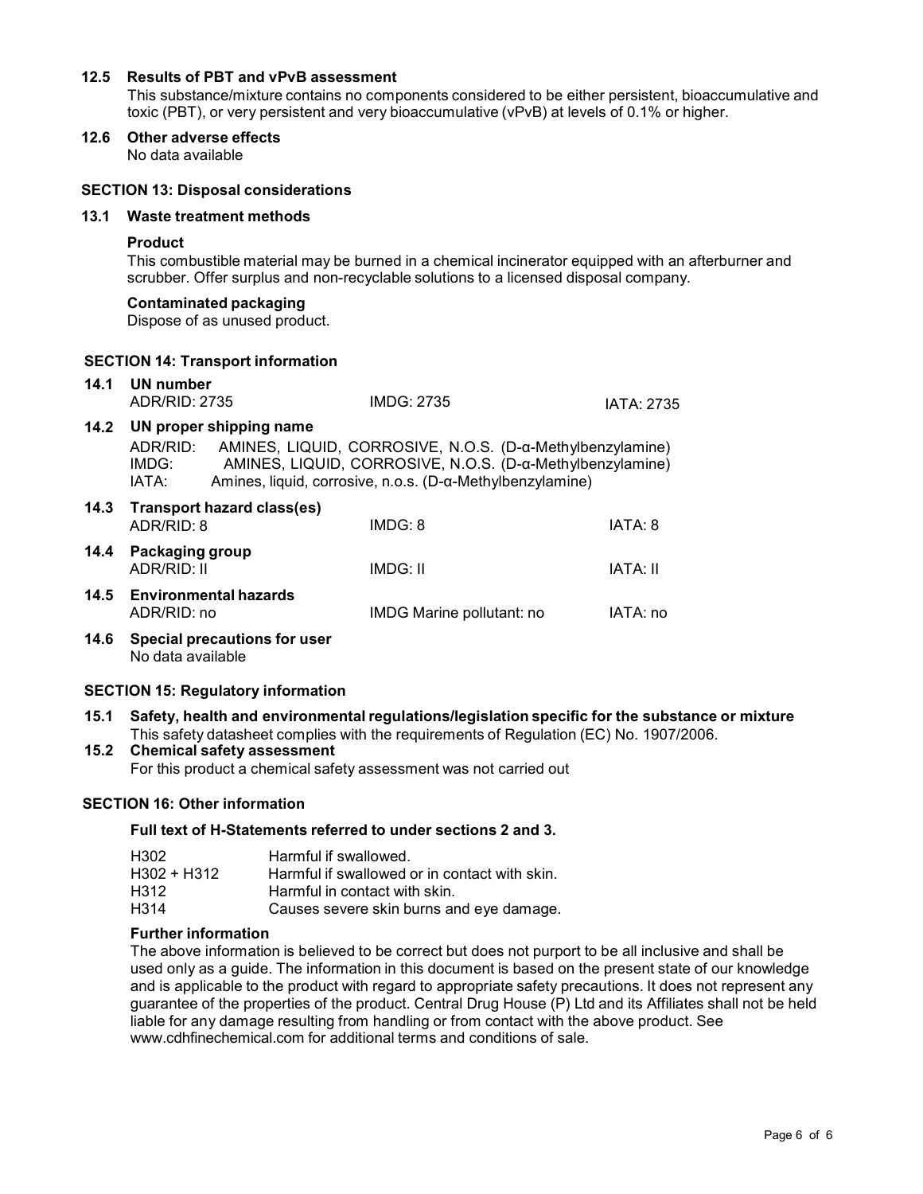### 12.5 Results of PBT and vPvB assessment

This substance/mixture contains no components considered to be either persistent, bioaccumulative and toxic (PBT), or very persistent and very bioaccumulative (vPvB) at levels of 0.1% or higher.

### 12.6 Other adverse effects

No data available

## SECTION 13: Disposal considerations

### 13.1 Waste treatment methods

**Product**

This combustible material may be burned in a chemical incinerator equipped with an afterburner and scrubber. Offer surplus and non-recyclable solutions to a licensed disposal company.

**Contaminated packaging**

Dispose of as unused product.

## SECTION 14: Transport information

### 14.1 UN number

| | | |
|---|---|---|
| ADR/RID: 2735 | IMDG: 2735 | IATA: 2735 |

### 14.2 UN proper shipping name

ADR/RID: AMINES, LIQUID, CORROSIVE, N.O.S. (D-α-Methylbenzylamine)
IMDG: AMINES, LIQUID, CORROSIVE, N.O.S. (D-α-Methylbenzylamine)
IATA: Amines, liquid, corrosive, n.o.s. (D-α-Methylbenzylamine)

### 14.3 Transport hazard class(es)

| | | |
|---|---|---|
| ADR/RID: 8 | IMDG: 8 | IATA: 8 |

### 14.4 Packaging group

| | | |
|---|---|---|
| ADR/RID: II | IMDG: II | IATA: II |

### 14.5 Environmental hazards

| | | |
|---|---|---|
| ADR/RID: no | IMDG Marine pollutant: no | IATA: no |

### 14.6 Special precautions for user

No data available

## SECTION 15: Regulatory information

### 15.1 Safety, health and environmental regulations/legislation specific for the substance or mixture

This safety datasheet complies with the requirements of Regulation (EC) No. 1907/2006.

### 15.2 Chemical safety assessment

For this product a chemical safety assessment was not carried out

## SECTION 16: Other information

**Full text of H-Statements referred to under sections 2 and 3.**

| | |
|---|---|
| H302 | Harmful if swallowed. |
| H302 + H312 | Harmful if swallowed or in contact with skin. |
| H312 | Harmful in contact with skin. |
| H314 | Causes severe skin burns and eye damage. |

**Further information**

The above information is believed to be correct but does not purport to be all inclusive and shall be used only as a guide. The information in this document is based on the present state of our knowledge and is applicable to the product with regard to appropriate safety precautions. It does not represent any guarantee of the properties of the product. Central Drug House (P) Ltd and its Affiliates shall not be held liable for any damage resulting from handling or from contact with the above product. See www.cdhfinechemical.com for additional terms and conditions of sale.